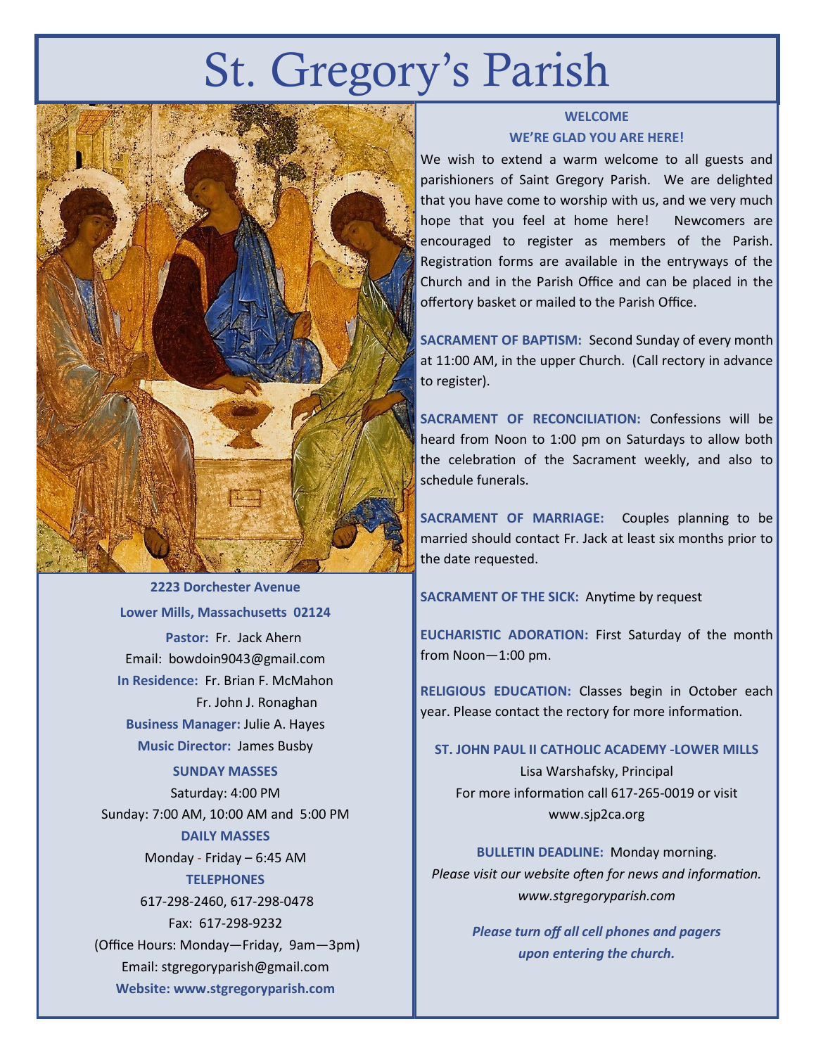# St. Gregory's Parish

**2223 Dorchester Avenue**

**Lower Mills, Massachusetts 02124**

**Pastor:** Fr. Jack Ahern

Email: bowdoin9043@gmail.com

**In Residence:** Fr. Brian F. McMahon

Fr. John J. Ronaghan

**Business Manager:** Julie A. Hayes

**Music Director:** James Busby

**SUNDAY MASSES**

Saturday: 4:00 PM

Sunday: 7:00 AM, 10:00 AM and 5:00 PM

**DAILY MASSES**

Monday - Friday – 6:45 AM

**TELEPHONES**

617-298-2460, 617-298-0478

Fax: 617-298-9232

(Office Hours: Monday—Friday, 9am—3pm)

Email: stgregoryparish@gmail.com

**Website: www.stgregoryparish.com**

**WELCOME**

**WE'RE GLAD YOU ARE HERE!**

We wish to extend a warm welcome to all guests and parishioners of Saint Gregory Parish. We are delighted that you have come to worship with us, and we very much hope that you feel at home here! Newcomers are encouraged to register as members of the Parish. Registration forms are available in the entryways of the Church and in the Parish Office and can be placed in the offertory basket or mailed to the Parish Office.

**SACRAMENT OF BAPTISM:** Second Sunday of every month at 11:00 AM, in the upper Church. (Call rectory in advance to register).

**SACRAMENT OF RECONCILIATION:** Confessions will be heard from Noon to 1:00 pm on Saturdays to allow both the celebration of the Sacrament weekly, and also to schedule funerals.

**SACRAMENT OF MARRIAGE:** Couples planning to be married should contact Fr. Jack at least six months prior to the date requested.

**SACRAMENT OF THE SICK:** Anytime by request

**EUCHARISTIC ADORATION:** First Saturday of the month from Noon—1:00 pm.

**RELIGIOUS EDUCATION:** Classes begin in October each year. Please contact the rectory for more information.

**ST. JOHN PAUL II CATHOLIC ACADEMY -LOWER MILLS**

Lisa Warshafsky, Principal

For more information call 617-265-0019 or visit www.sjp2ca.org

**BULLETIN DEADLINE:** Monday morning.

*Please visit our website often for news and information. www.stgregoryparish.com*

***Please turn off all cell phones and pagers upon entering the church.***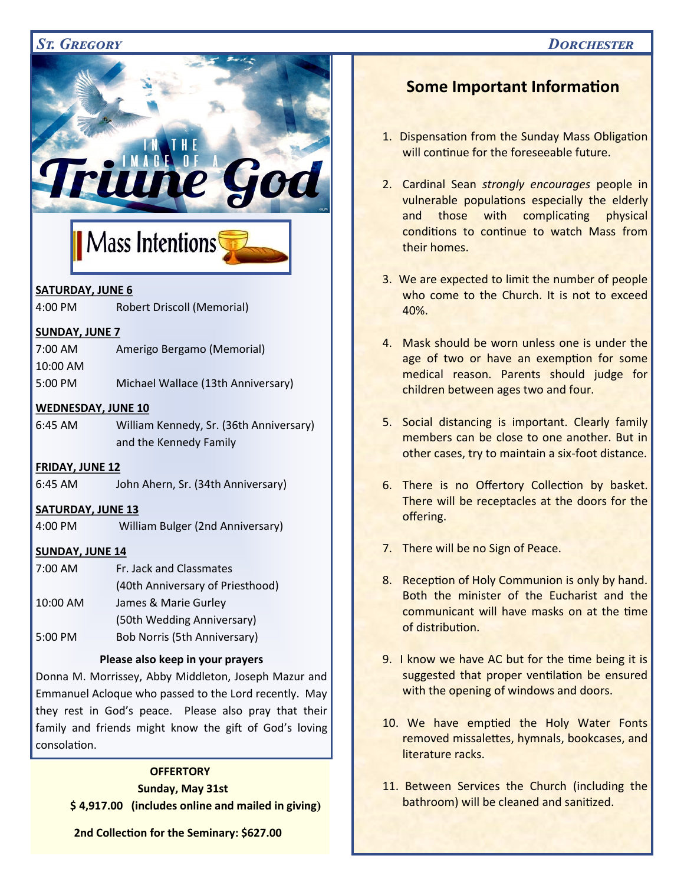# In the Image of a Triune God

## Mass Intentions

**SATURDAY, JUNE 6**

4:00 PM Robert Driscoll (Memorial)

**SUNDAY, JUNE 7**

7:00 AM Amerigo Bergamo (Memorial)

10:00 AM

5:00 PM Michael Wallace (13th Anniversary)

**WEDNESDAY, JUNE 10**

6:45 AM William Kennedy, Sr. (36th Anniversary) and the Kennedy Family

**FRIDAY, JUNE 12**

6:45 AM John Ahern, Sr. (34th Anniversary)

**SATURDAY, JUNE 13**

4:00 PM William Bulger (2nd Anniversary)

**SUNDAY, JUNE 14**

7:00 AM Fr. Jack and Classmates (40th Anniversary of Priesthood)

10:00 AM James & Marie Gurley (50th Wedding Anniversary)

5:00 PM Bob Norris (5th Anniversary)

**Please also keep in your prayers**

Donna M. Morrissey, Abby Middleton, Joseph Mazur and Emmanuel Acloque who passed to the Lord recently. May they rest in God's peace. Please also pray that their family and friends might know the gift of God's loving consolation.

**OFFERTORY**

**Sunday, May 31st**

**$ 4,917.00 (includes online and mailed in giving)**

**2nd Collection for the Seminary: $627.00**

## Some Important Information

1. Dispensation from the Sunday Mass Obligation will continue for the foreseeable future.
2. Cardinal Sean *strongly encourages* people in vulnerable populations especially the elderly and those with complicating physical conditions to continue to watch Mass from their homes.
3. We are expected to limit the number of people who come to the Church. It is not to exceed 40%.
4. Mask should be worn unless one is under the age of two or have an exemption for some medical reason. Parents should judge for children between ages two and four.
5. Social distancing is important. Clearly family members can be close to one another. But in other cases, try to maintain a six-foot distance.
6. There is no Offertory Collection by basket. There will be receptacles at the doors for the offering.
7. There will be no Sign of Peace.
8. Reception of Holy Communion is only by hand. Both the minister of the Eucharist and the communicant will have masks on at the time of distribution.
9. I know we have AC but for the time being it is suggested that proper ventilation be ensured with the opening of windows and doors.
10. We have emptied the Holy Water Fonts removed missalettes, hymnals, bookcases, and literature racks.
11. Between Services the Church (including the bathroom) will be cleaned and sanitized.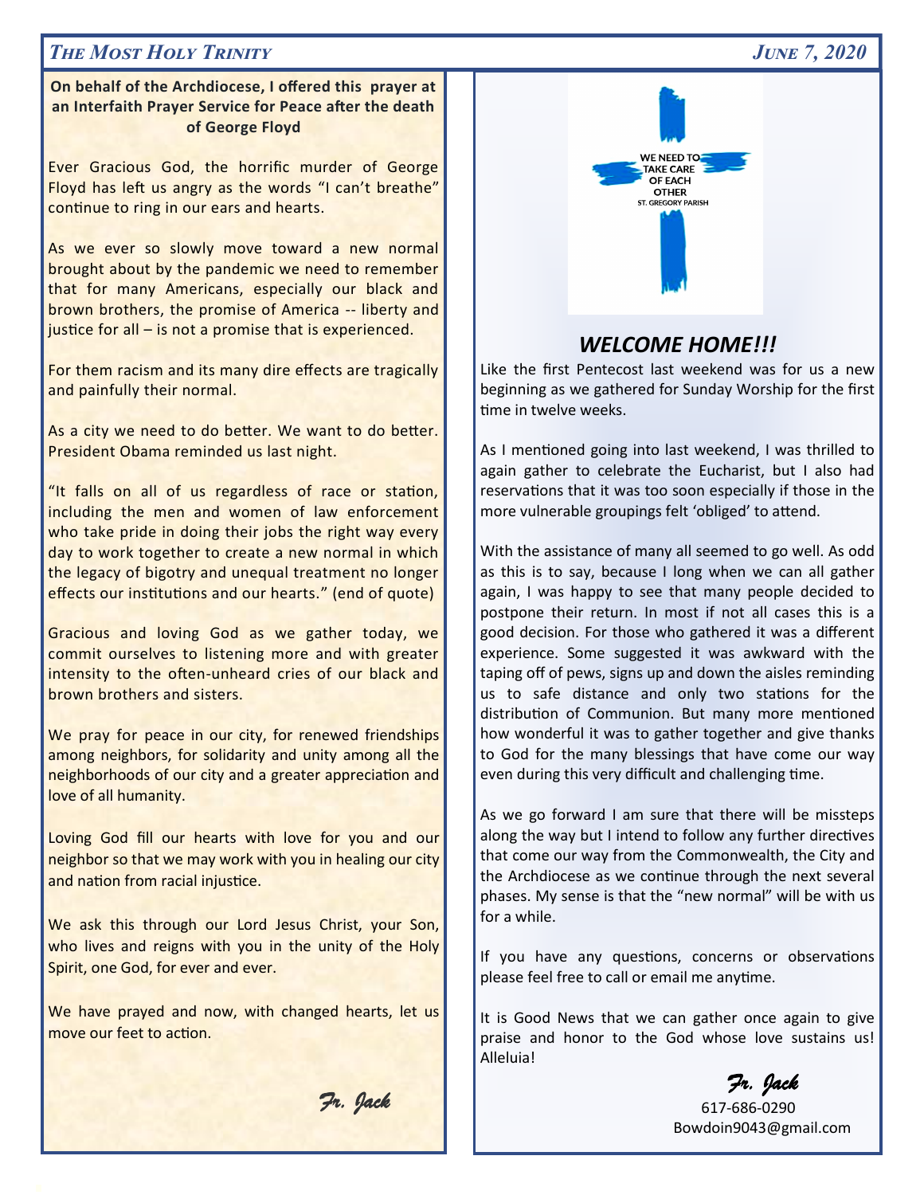**On behalf of the Archdiocese, I offered this prayer at an Interfaith Prayer Service for Peace after the death of George Floyd**

Ever Gracious God, the horrific murder of George Floyd has left us angry as the words "I can't breathe" continue to ring in our ears and hearts.

As we ever so slowly move toward a new normal brought about by the pandemic we need to remember that for many Americans, especially our black and brown brothers, the promise of America -- liberty and justice for all – is not a promise that is experienced.

For them racism and its many dire effects are tragically and painfully their normal.

As a city we need to do better. We want to do better. President Obama reminded us last night.

"It falls on all of us regardless of race or station, including the men and women of law enforcement who take pride in doing their jobs the right way every day to work together to create a new normal in which the legacy of bigotry and unequal treatment no longer effects our institutions and our hearts." (end of quote)

Gracious and loving God as we gather today, we commit ourselves to listening more and with greater intensity to the often-unheard cries of our black and brown brothers and sisters.

We pray for peace in our city, for renewed friendships among neighbors, for solidarity and unity among all the neighborhoods of our city and a greater appreciation and love of all humanity.

Loving God fill our hearts with love for you and our neighbor so that we may work with you in healing our city and nation from racial injustice.

We ask this through our Lord Jesus Christ, your Son, who lives and reigns with you in the unity of the Holy Spirit, one God, for ever and ever.

We have prayed and now, with changed hearts, let us move our feet to action.

*Fr. Jack*

WE NEED TO TAKE CARE OF EACH OTHER
ST. GREGORY PARISH

## *WELCOME HOME!!!*

Like the first Pentecost last weekend was for us a new beginning as we gathered for Sunday Worship for the first time in twelve weeks.

As I mentioned going into last weekend, I was thrilled to again gather to celebrate the Eucharist, but I also had reservations that it was too soon especially if those in the more vulnerable groupings felt 'obliged' to attend.

With the assistance of many all seemed to go well. As odd as this is to say, because I long when we can all gather again, I was happy to see that many people decided to postpone their return. In most if not all cases this is a good decision. For those who gathered it was a different experience. Some suggested it was awkward with the taping off of pews, signs up and down the aisles reminding us to safe distance and only two stations for the distribution of Communion. But many more mentioned how wonderful it was to gather together and give thanks to God for the many blessings that have come our way even during this very difficult and challenging time.

As we go forward I am sure that there will be missteps along the way but I intend to follow any further directives that come our way from the Commonwealth, the City and the Archdiocese as we continue through the next several phases. My sense is that the "new normal" will be with us for a while.

If you have any questions, concerns or observations please feel free to call or email me anytime.

It is Good News that we can gather once again to give praise and honor to the God whose love sustains us! Alleluia!

*Fr. Jack*
617-686-0290
Bowdoin9043@gmail.com